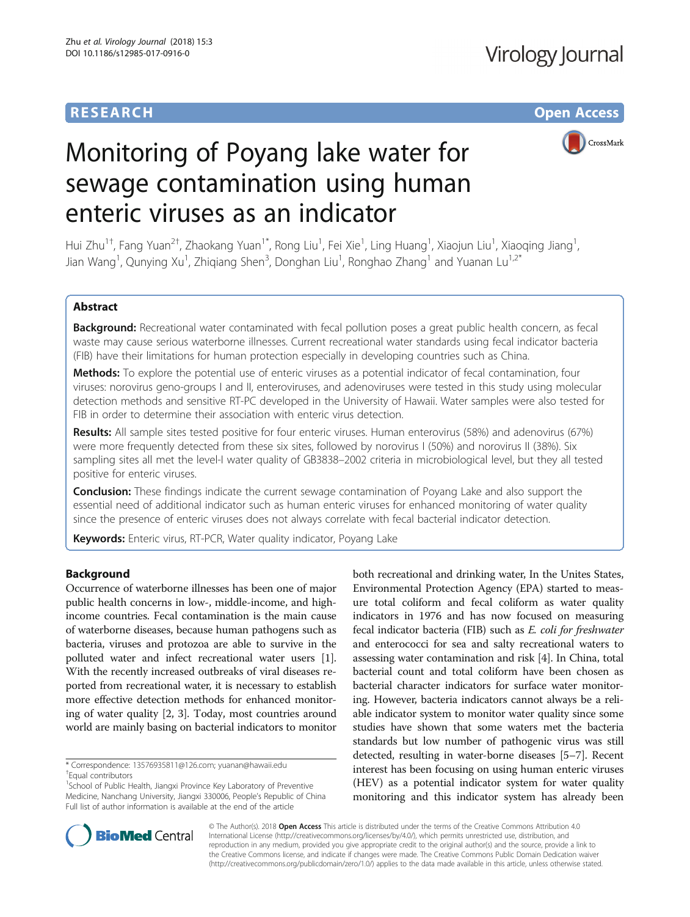RESEARCH Open Access

# Monitoring of Poyang lake water for sewage contamination using human enteric viruses as an indicator

Hui Zhu[1†], Fang Yuan[2†], Zhaokang Yuan[1*], Rong Liu[1], Fei Xie[1], Ling Huang[1], Xiaojun Liu[1], Xiaoqing Jiang[1], Jian Wang[1], Qunying Xu[1], Zhiqiang Shen[3], Donghan Liu[1], Ronghao Zhang[1] and Yuanan Lu[1,2*]

## Abstract

**Background:** Recreational water contaminated with fecal pollution poses a great public health concern, as fecal waste may cause serious waterborne illnesses. Current recreational water standards using fecal indicator bacteria (FIB) have their limitations for human protection especially in developing countries such as China.

**Methods:** To explore the potential use of enteric viruses as a potential indicator of fecal contamination, four viruses: norovirus geno-groups I and II, enteroviruses, and adenoviruses were tested in this study using molecular detection methods and sensitive RT-PC developed in the University of Hawaii. Water samples were also tested for FIB in order to determine their association with enteric virus detection.

**Results:** All sample sites tested positive for four enteric viruses. Human enterovirus (58%) and adenovirus (67%) were more frequently detected from these six sites, followed by norovirus I (50%) and norovirus II (38%). Six sampling sites all met the level-I water quality of GB3838–2002 criteria in microbiological level, but they all tested positive for enteric viruses.

**Conclusion:** These findings indicate the current sewage contamination of Poyang Lake and also support the essential need of additional indicator such as human enteric viruses for enhanced monitoring of water quality since the presence of enteric viruses does not always correlate with fecal bacterial indicator detection.

**Keywords:** Enteric virus, RT-PCR, Water quality indicator, Poyang Lake

## Background

Occurrence of waterborne illnesses has been one of major public health concerns in low-, middle-income, and high-income countries. Fecal contamination is the main cause of waterborne diseases, because human pathogens such as bacteria, viruses and protozoa are able to survive in the polluted water and infect recreational water users [1]. With the recently increased outbreaks of viral diseases reported from recreational water, it is necessary to establish more effective detection methods for enhanced monitoring of water quality [2, 3]. Today, most countries around world are mainly basing on bacterial indicators to monitor both recreational and drinking water, In the Unites States, Environmental Protection Agency (EPA) started to measure total coliform and fecal coliform as water quality indicators in 1976 and has now focused on measuring fecal indicator bacteria (FIB) such as *E. coli for freshwater* and enterococci for sea and salty recreational waters to assessing water contamination and risk [4]. In China, total bacterial count and total coliform have been chosen as bacterial character indicators for surface water monitoring. However, bacteria indicators cannot always be a reliable indicator system to monitor water quality since some studies have shown that some waters met the bacteria standards but low number of pathogenic virus was still detected, resulting in water-borne diseases [5–7]. Recent interest has been focusing on using human enteric viruses (HEV) as a potential indicator system for water quality monitoring and this indicator system has already been

\* Correspondence: 13576935811@126.com; yuanan@hawaii.edu
†Equal contributors
[1]School of Public Health, Jiangxi Province Key Laboratory of Preventive Medicine, Nanchang University, Jiangxi 330006, People's Republic of China
Full list of author information is available at the end of the article

© The Author(s). 2018 **Open Access** This article is distributed under the terms of the Creative Commons Attribution 4.0 International License (http://creativecommons.org/licenses/by/4.0/), which permits unrestricted use, distribution, and reproduction in any medium, provided you give appropriate credit to the original author(s) and the source, provide a link to the Creative Commons license, and indicate if changes were made. The Creative Commons Public Domain Dedication waiver (http://creativecommons.org/publicdomain/zero/1.0/) applies to the data made available in this article, unless otherwise stated.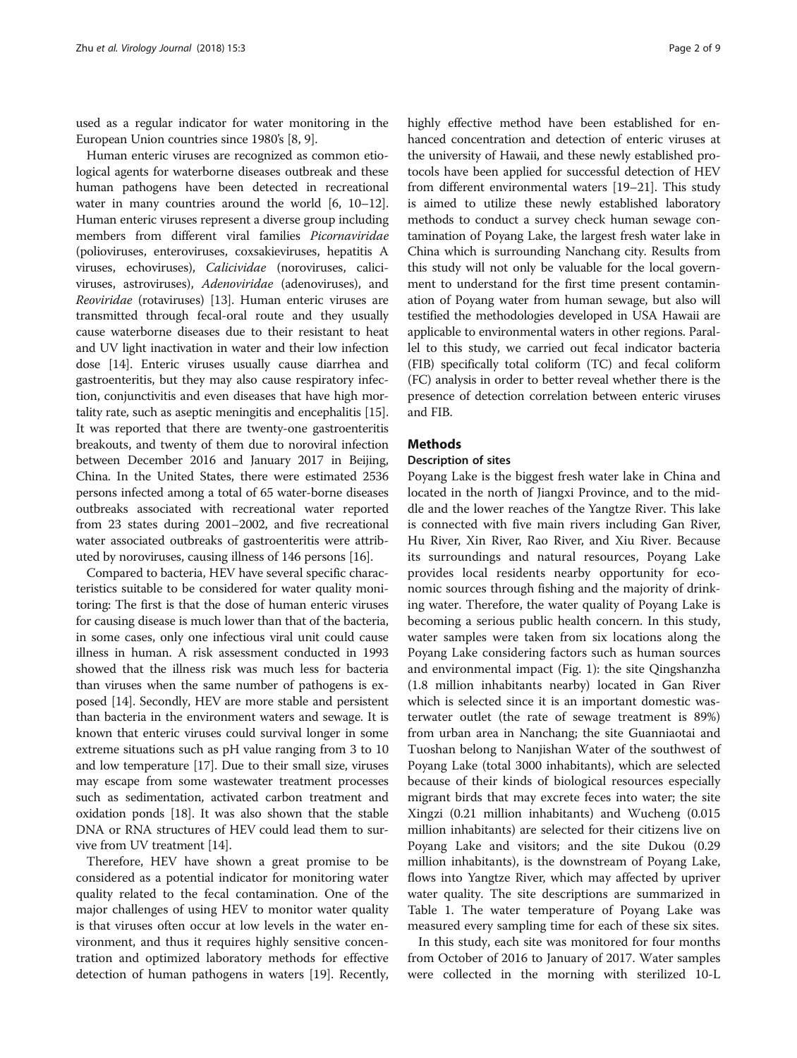used as a regular indicator for water monitoring in the European Union countries since 1980's [8, 9].

Human enteric viruses are recognized as common etiological agents for waterborne diseases outbreak and these human pathogens have been detected in recreational water in many countries around the world [6, 10–12]. Human enteric viruses represent a diverse group including members from different viral families *Picornaviridae* (polioviruses, enteroviruses, coxsakieviruses, hepatitis A viruses, echoviruses), *Calicividae* (noroviruses, caliciviruses, astroviruses), *Adenoviridae* (adenoviruses), and *Reoviridae* (rotaviruses) [13]. Human enteric viruses are transmitted through fecal-oral route and they usually cause waterborne diseases due to their resistant to heat and UV light inactivation in water and their low infection dose [14]. Enteric viruses usually cause diarrhea and gastroenteritis, but they may also cause respiratory infection, conjunctivitis and even diseases that have high mortality rate, such as aseptic meningitis and encephalitis [15]. It was reported that there are twenty-one gastroenteritis breakouts, and twenty of them due to noroviral infection between December 2016 and January 2017 in Beijing, China. In the United States, there were estimated 2536 persons infected among a total of 65 water-borne diseases outbreaks associated with recreational water reported from 23 states during 2001–2002, and five recreational water associated outbreaks of gastroenteritis were attributed by noroviruses, causing illness of 146 persons [16].

Compared to bacteria, HEV have several specific characteristics suitable to be considered for water quality monitoring: The first is that the dose of human enteric viruses for causing disease is much lower than that of the bacteria, in some cases, only one infectious viral unit could cause illness in human. A risk assessment conducted in 1993 showed that the illness risk was much less for bacteria than viruses when the same number of pathogens is exposed [14]. Secondly, HEV are more stable and persistent than bacteria in the environment waters and sewage. It is known that enteric viruses could survival longer in some extreme situations such as pH value ranging from 3 to 10 and low temperature [17]. Due to their small size, viruses may escape from some wastewater treatment processes such as sedimentation, activated carbon treatment and oxidation ponds [18]. It was also shown that the stable DNA or RNA structures of HEV could lead them to survive from UV treatment [14].

Therefore, HEV have shown a great promise to be considered as a potential indicator for monitoring water quality related to the fecal contamination. One of the major challenges of using HEV to monitor water quality is that viruses often occur at low levels in the water environment, and thus it requires highly sensitive concentration and optimized laboratory methods for effective detection of human pathogens in waters [19]. Recently, highly effective method have been established for enhanced concentration and detection of enteric viruses at the university of Hawaii, and these newly established protocols have been applied for successful detection of HEV from different environmental waters [19–21]. This study is aimed to utilize these newly established laboratory methods to conduct a survey check human sewage contamination of Poyang Lake, the largest fresh water lake in China which is surrounding Nanchang city. Results from this study will not only be valuable for the local government to understand for the first time present contamination of Poyang water from human sewage, but also will testified the methodologies developed in USA Hawaii are applicable to environmental waters in other regions. Parallel to this study, we carried out fecal indicator bacteria (FIB) specifically total coliform (TC) and fecal coliform (FC) analysis in order to better reveal whether there is the presence of detection correlation between enteric viruses and FIB.

## Methods

### Description of sites

Poyang Lake is the biggest fresh water lake in China and located in the north of Jiangxi Province, and to the middle and the lower reaches of the Yangtze River. This lake is connected with five main rivers including Gan River, Hu River, Xin River, Rao River, and Xiu River. Because its surroundings and natural resources, Poyang Lake provides local residents nearby opportunity for economic sources through fishing and the majority of drinking water. Therefore, the water quality of Poyang Lake is becoming a serious public health concern. In this study, water samples were taken from six locations along the Poyang Lake considering factors such as human sources and environmental impact (Fig. 1): the site Qingshanzha (1.8 million inhabitants nearby) located in Gan River which is selected since it is an important domestic wastewater outlet (the rate of sewage treatment is 89%) from urban area in Nanchang; the site Guanniaotai and Tuoshan belong to Nanjishan Water of the southwest of Poyang Lake (total 3000 inhabitants), which are selected because of their kinds of biological resources especially migrant birds that may excrete feces into water; the site Xingzi (0.21 million inhabitants) and Wucheng (0.015 million inhabitants) are selected for their citizens live on Poyang Lake and visitors; and the site Dukou (0.29 million inhabitants), is the downstream of Poyang Lake, flows into Yangtze River, which may affected by upriver water quality. The site descriptions are summarized in Table 1. The water temperature of Poyang Lake was measured every sampling time for each of these six sites.

In this study, each site was monitored for four months from October of 2016 to January of 2017. Water samples were collected in the morning with sterilized 10-L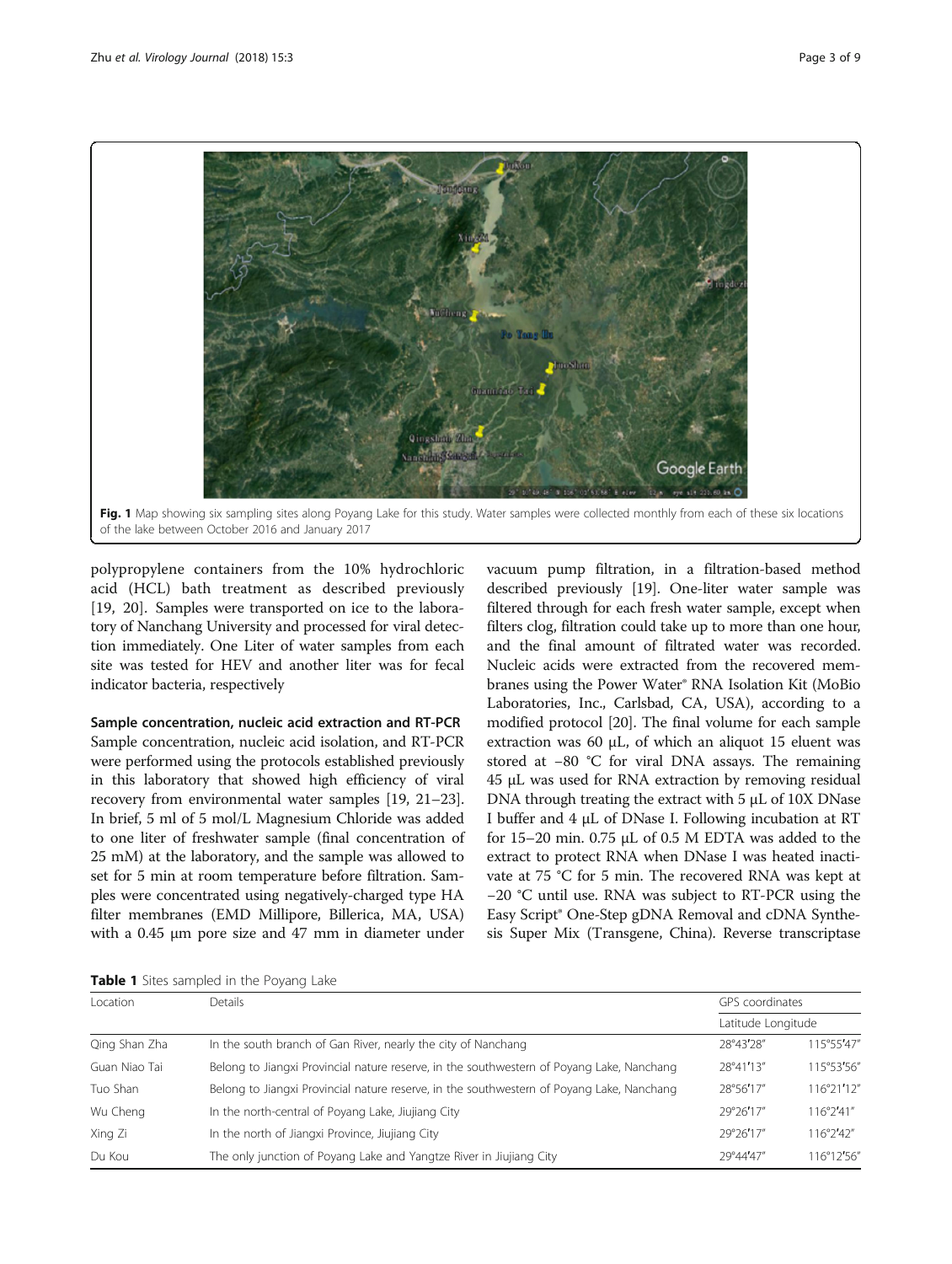Fig. 1 Map showing six sampling sites along Poyang Lake for this study. Water samples were collected monthly from each of these six locations of the lake between October 2016 and January 2017

polypropylene containers from the 10% hydrochloric acid (HCL) bath treatment as described previously [19, 20]. Samples were transported on ice to the laboratory of Nanchang University and processed for viral detection immediately. One Liter of water samples from each site was tested for HEV and another liter was for fecal indicator bacteria, respectively

### Sample concentration, nucleic acid extraction and RT-PCR

Sample concentration, nucleic acid isolation, and RT-PCR were performed using the protocols established previously in this laboratory that showed high efficiency of viral recovery from environmental water samples [19, 21–23]. In brief, 5 ml of 5 mol/L Magnesium Chloride was added to one liter of freshwater sample (final concentration of 25 mM) at the laboratory, and the sample was allowed to set for 5 min at room temperature before filtration. Samples were concentrated using negatively-charged type HA filter membranes (EMD Millipore, Billerica, MA, USA) with a 0.45 μm pore size and 47 mm in diameter under vacuum pump filtration, in a filtration-based method described previously [19]. One-liter water sample was filtered through for each fresh water sample, except when filters clog, filtration could take up to more than one hour, and the final amount of filtrated water was recorded. Nucleic acids were extracted from the recovered membranes using the Power Water® RNA Isolation Kit (MoBio Laboratories, Inc., Carlsbad, CA, USA), according to a modified protocol [20]. The final volume for each sample extraction was 60 μL, of which an aliquot 15 eluent was stored at −80 °C for viral DNA assays. The remaining 45 μL was used for RNA extraction by removing residual DNA through treating the extract with 5 μL of 10X DNase I buffer and 4 μL of DNase I. Following incubation at RT for 15–20 min. 0.75 μL of 0.5 M EDTA was added to the extract to protect RNA when DNase I was heated inactivate at 75 °C for 5 min. The recovered RNA was kept at −20 °C until use. RNA was subject to RT-PCR using the Easy Script® One-Step gDNA Removal and cDNA Synthesis Super Mix (Transgene, China). Reverse transcriptase

**Table 1** Sites sampled in the Poyang Lake

| Location | Details | GPS coordinates | |
|---|---|---|---|
| | | Latitude | Longitude |
| Qing Shan Zha | In the south branch of Gan River, nearly the city of Nanchang | 28°43′28″ | 115°55′47″ |
| Guan Niao Tai | Belong to Jiangxi Provincial nature reserve, in the southwestern of Poyang Lake, Nanchang | 28°41′13″ | 115°53′56″ |
| Tuo Shan | Belong to Jiangxi Provincial nature reserve, in the southwestern of Poyang Lake, Nanchang | 28°56′17″ | 116°21′12″ |
| Wu Cheng | In the north-central of Poyang Lake, Jiujiang City | 29°26′17″ | 116°2′41″ |
| Xing Zi | In the north of Jiangxi Province, Jiujiang City | 29°26′17″ | 116°2′42″ |
| Du Kou | The only junction of Poyang Lake and Yangtze River in Jiujiang City | 29°44′47″ | 116°12′56″ |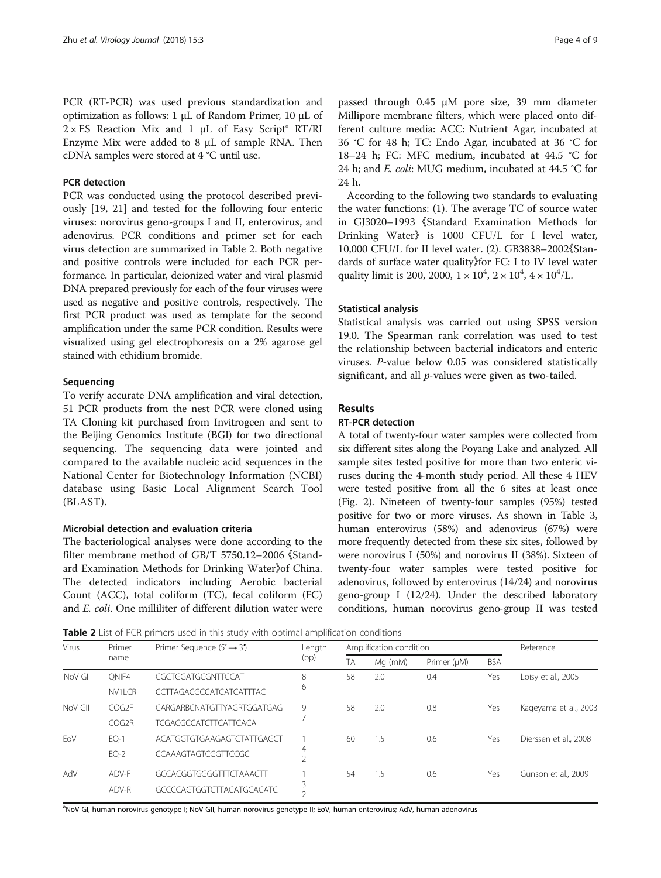PCR (RT-PCR) was used previous standardization and optimization as follows: 1 μL of Random Primer, 10 μL of 2 × ES Reaction Mix and 1 μL of Easy Script® RT/RI Enzyme Mix were added to 8 μL of sample RNA. Then cDNA samples were stored at 4 °C until use.

### PCR detection

PCR was conducted using the protocol described previously [19, 21] and tested for the following four enteric viruses: norovirus geno-groups I and II, enterovirus, and adenovirus. PCR conditions and primer set for each virus detection are summarized in Table 2. Both negative and positive controls were included for each PCR performance. In particular, deionized water and viral plasmid DNA prepared previously for each of the four viruses were used as negative and positive controls, respectively. The first PCR product was used as template for the second amplification under the same PCR condition. Results were visualized using gel electrophoresis on a 2% agarose gel stained with ethidium bromide.

### Sequencing

To verify accurate DNA amplification and viral detection, 51 PCR products from the nest PCR were cloned using TA Cloning kit purchased from Invitrogeen and sent to the Beijing Genomics Institute (BGI) for two directional sequencing. The sequencing data were jointed and compared to the available nucleic acid sequences in the National Center for Biotechnology Information (NCBI) database using Basic Local Alignment Search Tool (BLAST).

### Microbial detection and evaluation criteria

The bacteriological analyses were done according to the filter membrane method of GB/T 5750.12–2006《Standard Examination Methods for Drinking Water》of China. The detected indicators including Aerobic bacterial Count (ACC), total coliform (TC), fecal coliform (FC) and *E. coli*. One milliliter of different dilution water were passed through 0.45 μM pore size, 39 mm diameter Millipore membrane filters, which were placed onto different culture media: ACC: Nutrient Agar, incubated at 36 °C for 48 h; TC: Endo Agar, incubated at 36 °C for 18–24 h; FC: MFC medium, incubated at 44.5 °C for 24 h; and *E. coli*: MUG medium, incubated at 44.5 °C for 24 h.

According to the following two standards to evaluating the water functions: (1). The average TC of source water in GJ3020–1993《Standard Examination Methods for Drinking Water》is 1000 CFU/L for I level water, 10,000 CFU/L for II level water. (2). GB3838–2002《Standards of surface water quality》for FC: I to IV level water quality limit is 200, 2000, $1 \times 10^4$, $2 \times 10^4$, $4 \times 10^4$/L.

### Statistical analysis

Statistical analysis was carried out using SPSS version 19.0. The Spearman rank correlation was used to test the relationship between bacterial indicators and enteric viruses. *P*-value below 0.05 was considered statistically significant, and all *p*-values were given as two-tailed.

## Results

### RT-PCR detection

A total of twenty-four water samples were collected from six different sites along the Poyang Lake and analyzed. All sample sites tested positive for more than two enteric viruses during the 4-month study period. All these 4 HEV were tested positive from all the 6 sites at least once (Fig. 2). Nineteen of twenty-four samples (95%) tested positive for two or more viruses. As shown in Table 3, human enterovirus (58%) and adenovirus (67%) were more frequently detected from these six sites, followed by were norovirus I (50%) and norovirus II (38%). Sixteen of twenty-four water samples were tested positive for adenovirus, followed by enterovirus (14/24) and norovirus geno-group I (12/24). Under the described laboratory conditions, human norovirus geno-group II was tested

**Table 2** List of PCR primers used in this study with optimal amplification conditions

| Virus | Primer name | Primer Sequence (5′ → 3′) | Length (bp) | Amplification condition | | | | Reference |
|---|---|---|---|---|---|---|---|---|
| | | | | TA | Mg (mM) | Primer (μM) | BSA | |
| NoV GI | QNIF4 | CGCTGGATGCGNTTCCAT | 86 | 58 | 2.0 | 0.4 | Yes | Loisy et al., 2005 |
| | NV1LCR | CCTTAGACGCCATCATCATTTAC | | | | | | |
| NoV GII | COG2F | CARGARBCNATGTTYAGRTGGATGAG | 97 | 58 | 2.0 | 0.8 | Yes | Kageyama et al., 2003 |
| | COG2R | TCGACGCCATCTTCATTCACA | | | | | | |
| EoV | EQ-1 | ACATGGTGTGAAGAGTCTATTGAGCT | 142 | 60 | 1.5 | 0.6 | Yes | Dierssen et al., 2008 |
| | EQ-2 | CCAAAGTAGTCGGTTCCGC | | | | | | |
| AdV | ADV-F | GCCACGGTGGGGTTTCTAAACTT | 132 | 54 | 1.5 | 0.6 | Yes | Gunson et al., 2009 |
| | ADV-R | GCCCCAGTGGTCTTACATGCACATC | | | | | | |

[a]NoV GI, human norovirus genotype I; NoV GII, human norovirus genotype II; EoV, human enterovirus; AdV, human adenovirus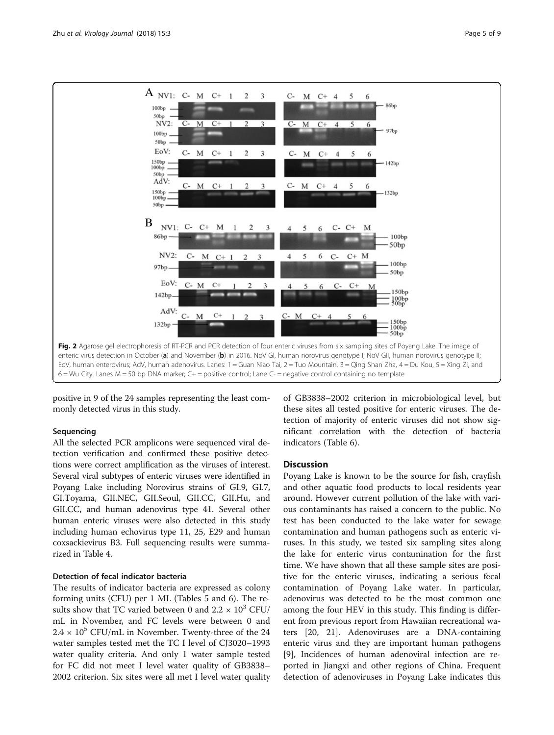Fig. 2 Agarose gel electrophoresis of RT-PCR and PCR detection of four enteric viruses from six sampling sites of Poyang Lake. The image of enteric virus detection in October (**a**) and November (**b**) in 2016. NoV GI, human norovirus genotype I; NoV GII, human norovirus genotype II; EoV, human enterovirus; AdV, human adenovirus. Lanes: 1 = Guan Niao Tai, 2 = Tuo Mountain, 3 = Qing Shan Zha, 4 = Du Kou, 5 = Xing Zi, and 6 = Wu City. Lanes M = 50 bp DNA marker; C+ = positive control; Lane C- = negative control containing no template

positive in 9 of the 24 samples representing the least commonly detected virus in this study.

### Sequencing

All the selected PCR amplicons were sequenced viral detection verification and confirmed these positive detections were correct amplification as the viruses of interest. Several viral subtypes of enteric viruses were identified in Poyang Lake including Norovirus strains of GI.9, GI.7, GI.Toyama, GII.NEC, GII.Seoul, GII.CC, GII.Hu, and GII.CC, and human adenovirus type 41. Several other human enteric viruses were also detected in this study including human echovirus type 11, 25, E29 and human coxsackievirus B3. Full sequencing results were summarized in Table 4.

### Detection of fecal indicator bacteria

The results of indicator bacteria are expressed as colony forming units (CFU) per 1 ML (Tables 5 and 6). The results show that TC varied between 0 and $2.2 \times 10^3$ CFU/mL in November, and FC levels were between 0 and $2.4 \times 10^5$ CFU/mL in November. Twenty-three of the 24 water samples tested met the TC I level of CJ3020–1993 water quality criteria. And only 1 water sample tested for FC did not meet I level water quality of GB3838–2002 criterion. Six sites were all met I level water quality of GB3838–2002 criterion in microbiological level, but these sites all tested positive for enteric viruses. The detection of majority of enteric viruses did not show significant correlation with the detection of bacteria indicators (Table 6).

## Discussion

Poyang Lake is known to be the source for fish, crayfish and other aquatic food products to local residents year around. However current pollution of the lake with various contaminants has raised a concern to the public. No test has been conducted to the lake water for sewage contamination and human pathogens such as enteric viruses. In this study, we tested six sampling sites along the lake for enteric virus contamination for the first time. We have shown that all these sample sites are positive for the enteric viruses, indicating a serious fecal contamination of Poyang Lake water. In particular, adenovirus was detected to be the most common one among the four HEV in this study. This finding is different from previous report from Hawaiian recreational waters [20, 21]. Adenoviruses are a DNA-containing enteric virus and they are important human pathogens [9], Incidences of human adenoviral infection are reported in Jiangxi and other regions of China. Frequent detection of adenoviruses in Poyang Lake indicates this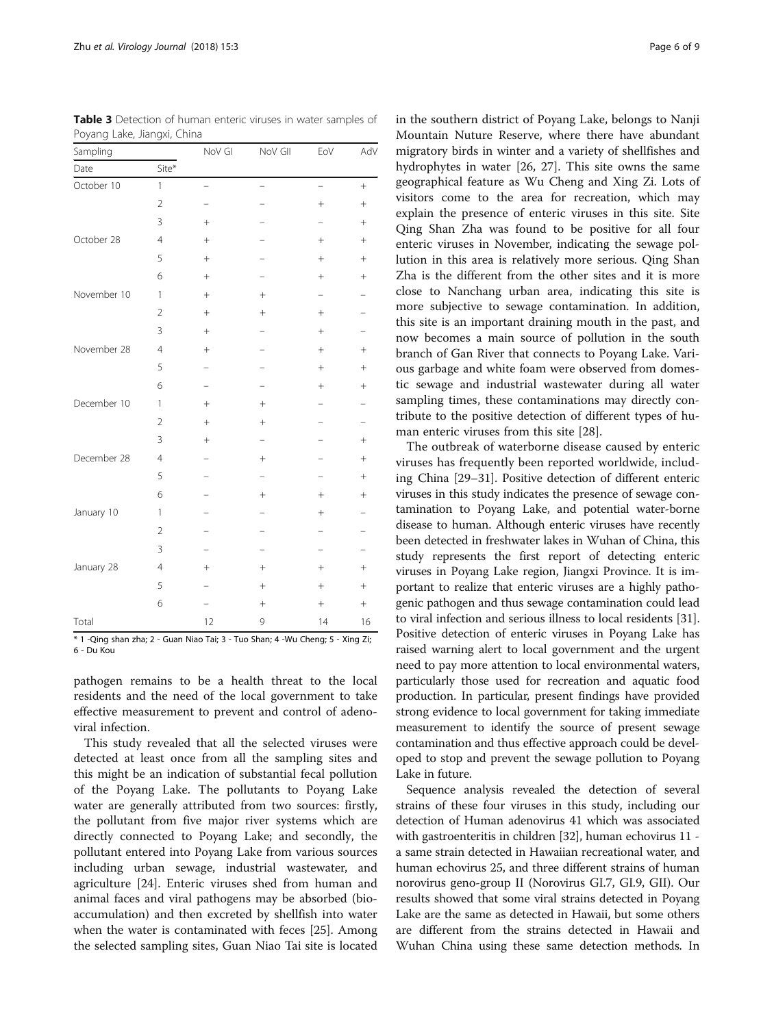**Table 3** Detection of human enteric viruses in water samples of Poyang Lake, Jiangxi, China

| Sampling | | NoV GI | NoV GII | EoV | AdV |
|---|---|---|---|---|---|
| Date | Site* | | | | |
| October 10 | 1 | – | – | – | + |
| | 2 | – | – | + | + |
| | 3 | + | – | – | + |
| October 28 | 4 | + | – | + | + |
| | 5 | + | – | + | + |
| | 6 | + | – | + | + |
| November 10 | 1 | + | + | – | – |
| | 2 | + | + | + | – |
| | 3 | + | – | + | – |
| November 28 | 4 | + | – | + | + |
| | 5 | – | – | + | + |
| | 6 | – | – | + | + |
| December 10 | 1 | + | + | – | – |
| | 2 | + | + | – | – |
| | 3 | + | – | – | + |
| December 28 | 4 | – | + | – | + |
| | 5 | – | – | – | + |
| | 6 | – | + | + | + |
| January 10 | 1 | – | – | + | – |
| | 2 | – | – | – | – |
| | 3 | – | – | – | – |
| January 28 | 4 | + | + | + | + |
| | 5 | – | + | + | + |
| | 6 | – | + | + | + |
| Total | | 12 | 9 | 14 | 16 |

\* 1 -Qing shan zha; 2 - Guan Niao Tai; 3 - Tuo Shan; 4 -Wu Cheng; 5 - Xing Zi; 6 - Du Kou

pathogen remains to be a health threat to the local residents and the need of the local government to take effective measurement to prevent and control of adenoviral infection.

This study revealed that all the selected viruses were detected at least once from all the sampling sites and this might be an indication of substantial fecal pollution of the Poyang Lake. The pollutants to Poyang Lake water are generally attributed from two sources: firstly, the pollutant from five major river systems which are directly connected to Poyang Lake; and secondly, the pollutant entered into Poyang Lake from various sources including urban sewage, industrial wastewater, and agriculture [24]. Enteric viruses shed from human and animal faces and viral pathogens may be absorbed (bioaccumulation) and then excreted by shellfish into water when the water is contaminated with feces [25]. Among the selected sampling sites, Guan Niao Tai site is located in the southern district of Poyang Lake, belongs to Nanji Mountain Nuture Reserve, where there have abundant migratory birds in winter and a variety of shellfishes and hydrophytes in water [26, 27]. This site owns the same geographical feature as Wu Cheng and Xing Zi. Lots of visitors come to the area for recreation, which may explain the presence of enteric viruses in this site. Site Qing Shan Zha was found to be positive for all four enteric viruses in November, indicating the sewage pollution in this area is relatively more serious. Qing Shan Zha is the different from the other sites and it is more close to Nanchang urban area, indicating this site is more subjective to sewage contamination. In addition, this site is an important draining mouth in the past, and now becomes a main source of pollution in the south branch of Gan River that connects to Poyang Lake. Various garbage and white foam were observed from domestic sewage and industrial wastewater during all water sampling times, these contaminations may directly contribute to the positive detection of different types of human enteric viruses from this site [28].

The outbreak of waterborne disease caused by enteric viruses has frequently been reported worldwide, including China [29–31]. Positive detection of different enteric viruses in this study indicates the presence of sewage contamination to Poyang Lake, and potential water-borne disease to human. Although enteric viruses have recently been detected in freshwater lakes in Wuhan of China, this study represents the first report of detecting enteric viruses in Poyang Lake region, Jiangxi Province. It is important to realize that enteric viruses are a highly pathogenic pathogen and thus sewage contamination could lead to viral infection and serious illness to local residents [31]. Positive detection of enteric viruses in Poyang Lake has raised warning alert to local government and the urgent need to pay more attention to local environmental waters, particularly those used for recreation and aquatic food production. In particular, present findings have provided strong evidence to local government for taking immediate measurement to identify the source of present sewage contamination and thus effective approach could be developed to stop and prevent the sewage pollution to Poyang Lake in future.

Sequence analysis revealed the detection of several strains of these four viruses in this study, including our detection of Human adenovirus 41 which was associated with gastroenteritis in children [32], human echovirus 11 - a same strain detected in Hawaiian recreational water, and human echovirus 25, and three different strains of human norovirus geno-group II (Norovirus GI.7, GI.9, GII). Our results showed that some viral strains detected in Poyang Lake are the same as detected in Hawaii, but some others are different from the strains detected in Hawaii and Wuhan China using these same detection methods. In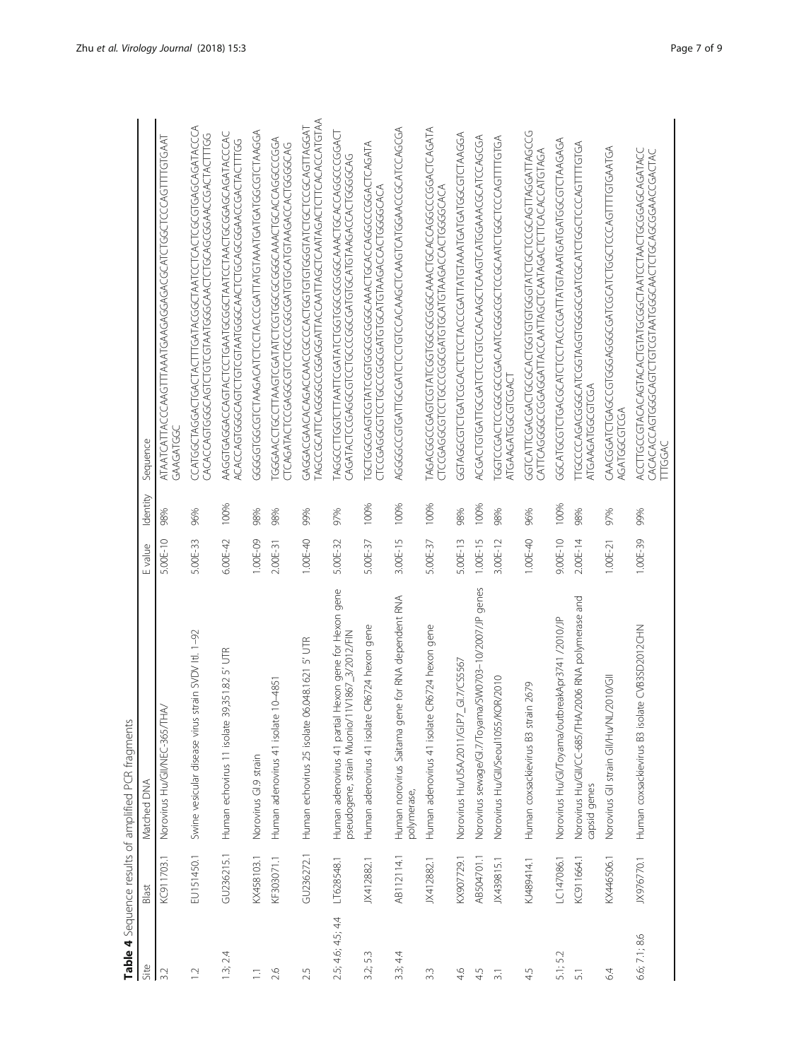**Table 4** Sequence results of amplified PCR fragments

| Site | Blast | Matched DNA | E value | Identity | Sequence |
| --- | --- | --- | --- | --- | --- |
| 3.2 | KC911703.1 | Norovirus Hu/GII/NEC-365/THA/ | 5.00E-10 | 98% | ATAATCATTACCCAAGTTTAAATGAAGAGGAGACGCATCTGGCTCCCAGTTTTGTGAATGAAGATGGC |
| 1.2 | EU151450.1 | Swine vesicular disease virus strain SVDV Itl. 1–92 | 5.00E-33 | 96% | CCATGGCTAGGACTGACTACTTTGATACGGCTAATCCTCACTCGCGTGAGCAGATACCCACACCAGTGGGCAGTCTGTCGTAATGGGCAACTCTGCAGCGGAACCGACTACTTTGG |
| 1.3; 2.4 | GU236215.1 | Human echovirus 11 isolate 39.351.82 5' UTR | 6.00E-42 | 100% | AAGGTGAGGACCAGTACTCCTGAATGCGGCTAATCCTAACTGCGGAGCAGATACCCACACCAGTGGGCAGTCTGTCGTAATGGGCAACTCTGCAGCGGAACCGACTACTTTGG |
| 1.1 | KX458103.1 | Norovirus GI.9 strain | 1.00E-09 | 98% | GGGGTGGCGTCTAAGACATCTCCTACCCGATTATGTAAATGATGATGGCGTCTAAGGA |
| 2.6 | KF303071.1 | Human adenovirus 41 isolate 10–4851 | 2.00E-31 | 98% | TGGGAACCTGCCTTAAGTCGATATCTGTGGCGCGGGCAAACTGCACCAGGCCCGGACTCAGATACTCCGAGGCGTCCTGCCCGGCGATGTGCATGTAAGACCACTGGGGCAG |
| 2.5 | GU236272.1 | Human echovirus 25 isolate 06.048.1621 5' UTR | 1.00E-40 | 99% | GAGGACGAACACAGACCAACCGCCCACTGGTGTGGGTATCTGCTCCGCAGTTAGGATTAGCCGCATTCAGGGGCCGGAGGATTACCAATTAGCTCAATAGACTCTTCACACCATGTAA |
| 2.5; 4.6; 4.5; 4.4 | LT628548.1 | Human adenovirus 41 partial Hexon gene for Hexon gene pseudogene, strain Muonio/11V1867_3/2012/FIN | 5.00E-32 | 97% | TAGGCCTTGGTCTTAATTCGATATCTGGTGGCGCGGGCAAACTGCACCAGGCCCGGACTCAGATACTCCGAGGCGTCCTGCCCGGCGATGTGCATGTAAGACCACTGGGGCAG |
| 3.2; 5.3 | JX412882.1 | Human adenovirus 41 isolate CR6724 hexon gene | 5.00E-37 | 100% | TGCTGGCGAGTCGTATCGGTGGCGCGGGCAAACTGCACCAGGCCCGGACTCAGATACTCCGAGGCGTCCTGCCCGGCGATGTGCATGTAAGACCACTGGGGCACA |
| 3.3; 4.4 | AB112114.1 | Human norovirus Saitama gene for RNA dependent RNA polymerase, | 3.00E-15 | 100% | AGGGGCCGTGATTGCGATCTCCTGTCCACAAGCTCAAGTCATGGAACCGCCATCCAGCGA |
| 3.3 | JX412882.1 | Human adenovirus 41 isolate CR6724 hexon gene | 5.00E-37 | 100% | TAGACGGCCGAGTCGTATCGGTGGCGCGGGCAAACTGCACCAGGCCCGGACTCAGATACTCCGAGGCGTCCTGCCCGGCGATGTGCATGTAAGACCACTGGGGCACA |
| 4.6 | KX907729.1 | Norovirus Hu/USA/2011/GI.P7_GI.7/CS5567 | 5.00E-13 | 98% | GGTAGGCGTCTGATCGCACTCTCCTACCCGATTATGTAAATGATGATGGCGTCTAAGGA |
| 4.5 | AB504701.1 | Norovirus sewage/GI.7/Toyama/SW0703–10/2007/JP genes | 1.00E-15 | 100% | ACGACTGTGATTGCGATCTCCTGTCCACAAGCTCAAGTCATGGAAACGCCATCCAGCGA |
| 3.1 | JX439815.1 | Norovirus Hu/GII/Seoul1055/KOR/2010 | 3.00E-12 | 98% | TGGTCCGACTCCGGCGCCGACAATCGGCGCTCCGCAATCTGGCTCCCAGTTTTGTGAATGAAGATGGCGTCGACT |
| 4.5 | KJ489414.1 | Human coxsackievirus B3 strain 2679 | 1.00E-40 | 96% | GGTCATTCGACGACTGCGCACTGGTGTGTGGTATCTGCTCCGCAGTTAGGATTAGCCGCATTCAGGGGCCGGAGGATTACCAATTAGCTCAATAGACTCTTCACACCATGTAGA |
| 5.1; 5.2 | LC147086.1 | Norovirus Hu/GI/Toyama/outbreakApr3741 /2010/JP | 9.00E-10 | 100% | GGCATGCGTCTGACGCATCTCCTACCCGATTATGTAAATGATGATGGCGTCTAAGAGA |
| 5.1 | KC911664.1 | Norovirus Hu/GII/CC-685/THA/2006 RNA polymerase and capsid genes | 2.00E-14 | 98% | TTGCCCCAGACGGGCATCGGTAGGTGGGGCGATCGCATCTGGCTCCCAGTTTTGTGAATGAAGATGGCGTCGA |
| 6.4 | KX446506.1 | Norovirus GII strain GII/Hu/NL/2010/GII | 1.00E-21 | 97% | CAACGGATCTGAGCCGCGTGGAGGGCGATCGCATCTGGCTCCCAGTTTTGTGAATGAAGATGGCGTCGA |
| 6.6; 7.1; 8.6 | JX976770.1 | Human coxsackievirus B3 isolate CVB3SD2012CHN | 1.00E-39 | 99% | ACCTTGCCGTACACAGTACACTGTATGCGGCTAATCCTAACTGCGGAGCAGATACCCACACACCAGTGGGCAGTCTGTCGTAATGGGCAACTCTGCAGCGGAACCGACTACTTTGGAC |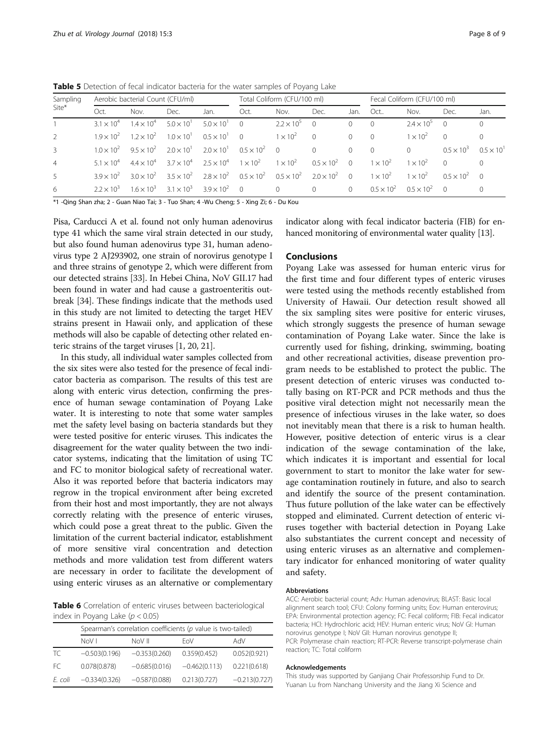**Table 5** Detection of fecal indicator bacteria for the water samples of Poyang Lake

| Sampling Site* | Aerobic bacterial Count (CFU/ml) | | | | Total Coliform (CFU/100 ml) | | | | Fecal Coliform (CFU/100 ml) | | | |
|---|---|---|---|---|---|---|---|---|---|---|---|---|
| | Oct. | Nov. | Dec. | Jan. | Oct. | Nov. | Dec. | Jan. | Oct.. | Nov. | Dec. | Jan. |
| 1 | $3.1 \times 10^4$ | $1.4 \times 10^4$ | $5.0 \times 10^1$ | $5.0 \times 10^1$ | 0 | $2.2 \times 10^5$ | 0 | 0 | 0 | $2.4 \times 10^5$ | 0 | 0 |
| 2 | $1.9 \times 10^2$ | $1.2 \times 10^2$ | $1.0 \times 10^1$ | $0.5 \times 10^1$ | 0 | $1 \times 10^2$ | 0 | 0 | 0 | $1 \times 10^2$ | 0 | 0 |
| 3 | $1.0 \times 10^2$ | $9.5 \times 10^2$ | $2.0 \times 10^1$ | $2.0 \times 10^1$ | $0.5 \times 10^2$ | 0 | 0 | 0 | 0 | 0 | $0.5 \times 10^3$ | $0.5 \times 10^1$ |
| 4 | $5.1 \times 10^4$ | $4.4 \times 10^4$ | $3.7 \times 10^4$ | $2.5 \times 10^4$ | $1 \times 10^2$ | $1 \times 10^2$ | $0.5 \times 10^2$ | 0 | $1 \times 10^2$ | $1 \times 10^2$ | 0 | 0 |
| 5 | $3.9 \times 10^2$ | $3.0 \times 10^2$ | $3.5 \times 10^2$ | $2.8 \times 10^2$ | $0.5 \times 10^2$ | $0.5 \times 10^2$ | $2.0 \times 10^2$ | 0 | $1 \times 10^2$ | $1 \times 10^2$ | $0.5 \times 10^2$ | 0 |
| 6 | $2.2 \times 10^3$ | $1.6 \times 10^3$ | $3.1 \times 10^3$ | $3.9 \times 10^2$ | 0 | 0 | 0 | 0 | $0.5 \times 10^2$ | $0.5 \times 10^2$ | 0 | 0 |

*1 -Qing Shan zha; 2 - Guan Niao Tai; 3 - Tuo Shan; 4 -Wu Cheng; 5 - Xing Zi; 6 - Du Kou

Pisa, Carducci A et al. found not only human adenovirus type 41 which the same viral strain detected in our study, but also found human adenovirus type 31, human adenovirus type 2 AJ293902, one strain of norovirus genotype I and three strains of genotype 2, which were different from our detected strains [33]. In Hebei China, NoV GII.17 had been found in water and had cause a gastroenteritis outbreak [34]. These findings indicate that the methods used in this study are not limited to detecting the target HEV strains present in Hawaii only, and application of these methods will also be capable of detecting other related enteric strains of the target viruses [1, 20, 21].

In this study, all individual water samples collected from the six sites were also tested for the presence of fecal indicator bacteria as comparison. The results of this test are along with enteric virus detection, confirming the presence of human sewage contamination of Poyang Lake water. It is interesting to note that some water samples met the safety level basing on bacteria standards but they were tested positive for enteric viruses. This indicates the disagreement for the water quality between the two indicator systems, indicating that the limitation of using TC and FC to monitor biological safety of recreational water. Also it was reported before that bacteria indicators may regrow in the tropical environment after being excreted from their host and most importantly, they are not always correctly relating with the presence of enteric viruses, which could pose a great threat to the public. Given the limitation of the current bacterial indicator, establishment of more sensitive viral concentration and detection methods and more validation test from different waters are necessary in order to facilitate the development of using enteric viruses as an alternative or complementary indicator along with fecal indicator bacteria (FIB) for enhanced monitoring of environmental water quality [13].

**Table 6** Correlation of enteric viruses between bacteriological index in Poyang Lake ($p < 0.05$)

| | Spearman's correlation coefficients (*p* value is two-tailed) | | | |
|---|---|---|---|---|
| | NoV I | NoV II | EoV | AdV |
| TC | −0.503(0.196) | −0.353(0.260) | 0.359(0.452) | 0.052(0.921) |
| FC | 0.078(0.878) | −0.685(0.016) | −0.462(0.113) | 0.221(0.618) |
| *E. coli* | −0.334(0.326) | −0.587(0.088) | 0.213(0.727) | −0.213(0.727) |

## Conclusions

Poyang Lake was assessed for human enteric virus for the first time and four different types of enteric viruses were tested using the methods recently established from University of Hawaii. Our detection result showed all the six sampling sites were positive for enteric viruses, which strongly suggests the presence of human sewage contamination of Poyang Lake water. Since the lake is currently used for fishing, drinking, swimming, boating and other recreational activities, disease prevention program needs to be established to protect the public. The present detection of enteric viruses was conducted totally basing on RT-PCR and PCR methods and thus the positive viral detection might not necessarily mean the presence of infectious viruses in the lake water, so does not inevitably mean that there is a risk to human health. However, positive detection of enteric virus is a clear indication of the sewage contamination of the lake, which indicates it is important and essential for local government to start to monitor the lake water for sewage contamination routinely in future, and also to search and identify the source of the present contamination. Thus future pollution of the lake water can be effectively stopped and eliminated. Current detection of enteric viruses together with bacterial detection in Poyang Lake also substantiates the current concept and necessity of using enteric viruses as an alternative and complementary indicator for enhanced monitoring of water quality and safety.

#### Abbreviations

ACC: Aerobic bacterial count; Adv: Human adenovirus; BLAST: Basic local alignment search tool; CFU: Colony forming units; Eov: Human enterovirus; EPA: Environmental protection agency; FC: Fecal coliform; FIB: Fecal indicator bacteria; HCl: Hydrochloric acid; HEV: Human enteric virus; NoV GI: Human norovirus genotype I; NoV GII: Human norovirus genotype II; PCR: Polymerase chain reaction; RT-PCR: Reverse transcript-polymerase chain reaction; TC: Total coliform

#### Acknowledgements

This study was supported by Ganjiang Chair Professorship Fund to Dr. Yuanan Lu from Nanchang University and the Jiang Xi Science and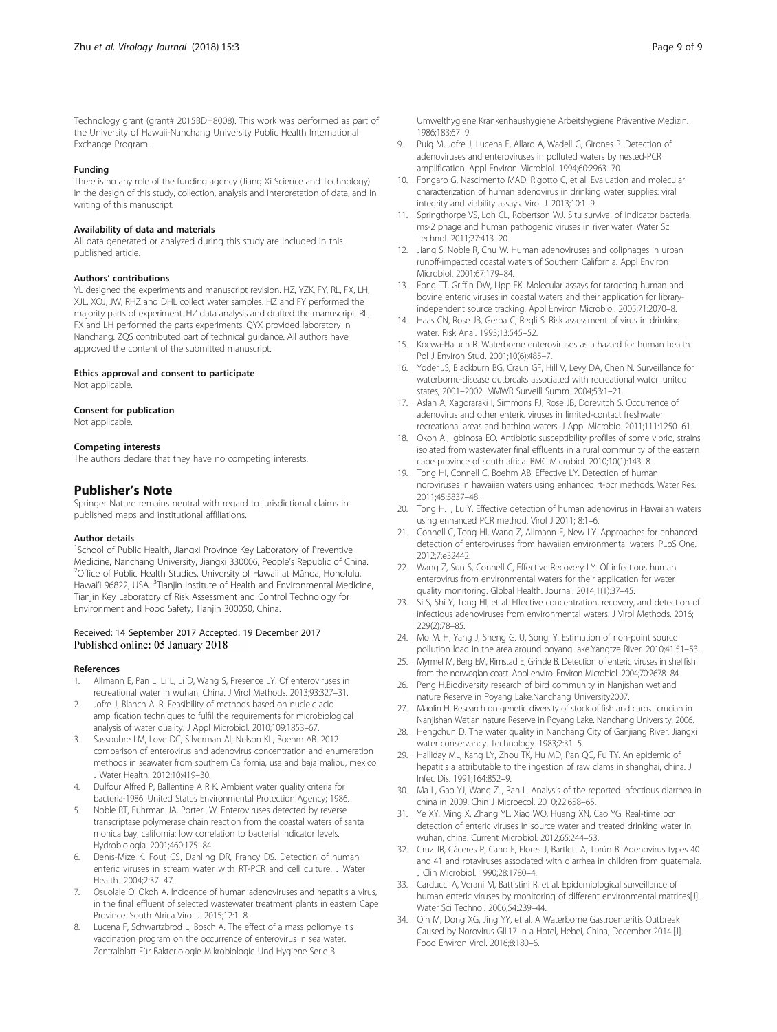Technology grant (grant# 2015BDH8008). This work was performed as part of the University of Hawaii-Nanchang University Public Health International Exchange Program.

#### Funding

There is no any role of the funding agency (Jiang Xi Science and Technology) in the design of this study, collection, analysis and interpretation of data, and in writing of this manuscript.

#### Availability of data and materials

All data generated or analyzed during this study are included in this published article.

#### Authors' contributions

YL designed the experiments and manuscript revision. HZ, YZK, FY, RL, FX, LH, XJL, XQJ, JW, RHZ and DHL collect water samples. HZ and FY performed the majority parts of experiment. HZ data analysis and drafted the manuscript. RL, FX and LH performed the parts experiments. QYX provided laboratory in Nanchang. ZQS contributed part of technical guidance. All authors have approved the content of the submitted manuscript.

#### Ethics approval and consent to participate

Not applicable.

#### Consent for publication

Not applicable.

#### Competing interests

The authors declare that they have no competing interests.

## Publisher's Note

Springer Nature remains neutral with regard to jurisdictional claims in published maps and institutional affiliations.

#### Author details

[1]School of Public Health, Jiangxi Province Key Laboratory of Preventive Medicine, Nanchang University, Jiangxi 330006, People's Republic of China. [2]Office of Public Health Studies, University of Hawaii at Mānoa, Honolulu, Hawai'i 96822, USA. [3]Tianjin Institute of Health and Environmental Medicine, Tianjin Key Laboratory of Risk Assessment and Control Technology for Environment and Food Safety, Tianjin 300050, China.

Received: 14 September 2017 Accepted: 19 December 2017
Published online: 05 January 2018

#### References

1. Allmann E, Pan L, Li L, Li D, Wang S, Presence LY. Of enteroviruses in recreational water in wuhan, China. J Virol Methods. 2013;93:327–31.
2. Jofre J, Blanch A. R. Feasibility of methods based on nucleic acid amplification techniques to fulfil the requirements for microbiological analysis of water quality. J Appl Microbiol. 2010;109:1853–67.
3. Sassoubre LM, Love DC, Silverman AI, Nelson KL, Boehm AB. 2012 comparison of enterovirus and adenovirus concentration and enumeration methods in seawater from southern California, usa and baja malibu, mexico. J Water Health. 2012;10:419–30.
4. Dulfour Alfred P, Ballentine A R K. Ambient water quality criteria for bacteria-1986. United States Environmental Protection Agency; 1986.
5. Noble RT, Fuhrman JA, Porter JW. Enteroviruses detected by reverse transcriptase polymerase chain reaction from the coastal waters of santa monica bay, california: low correlation to bacterial indicator levels. Hydrobiologia. 2001;460:175–84.
6. Denis-Mize K, Fout GS, Dahling DR, Francy DS. Detection of human enteric viruses in stream water with RT-PCR and cell culture. J Water Health. 2004;2:37–47.
7. Osuolale O, Okoh A. Incidence of human adenoviruses and hepatitis a virus, in the final effluent of selected wastewater treatment plants in eastern Cape Province. South Africa Virol J. 2015;12:1–8.
8. Lucena F, Schwartzbrod L, Bosch A. The effect of a mass poliomyelitis vaccination program on the occurrence of enterovirus in sea water. Zentralblatt Für Bakteriologie Mikrobiologie Und Hygiene Serie B Umwelthygiene Krankenhaushygiene Arbeitshygiene Präventive Medizin. 1986;183:67–9.
9. Puig M, Jofre J, Lucena F, Allard A, Wadell G, Girones R. Detection of adenoviruses and enteroviruses in polluted waters by nested-PCR amplification. Appl Environ Microbiol. 1994;60:2963–70.
10. Fongaro G, Nascimento MAD, Rigotto C, et al. Evaluation and molecular characterization of human adenovirus in drinking water supplies: viral integrity and viability assays. Virol J. 2013;10:1–9.
11. Springthorpe VS, Loh CL, Robertson WJ. Situ survival of indicator bacteria, ms-2 phage and human pathogenic viruses in river water. Water Sci Technol. 2011;27:413–20.
12. Jiang S, Noble R, Chu W. Human adenoviruses and coliphages in urban runoff-impacted coastal waters of Southern California. Appl Environ Microbiol. 2001;67:179–84.
13. Fong TT, Griffin DW, Lipp EK. Molecular assays for targeting human and bovine enteric viruses in coastal waters and their application for library-independent source tracking. Appl Environ Microbiol. 2005;71:2070–8.
14. Haas CN, Rose JB, Gerba C, Regli S. Risk assessment of virus in drinking water. Risk Anal. 1993;13:545–52.
15. Kocwa-Haluch R. Waterborne enteroviruses as a hazard for human health. Pol J Environ Stud. 2001;10(6):485–7.
16. Yoder JS, Blackburn BG, Craun GF, Hill V, Levy DA, Chen N. Surveillance for waterborne-disease outbreaks associated with recreational water–united states, 2001–2002. MMWR Surveill Summ. 2004;53:1–21.
17. Aslan A, Xagoraraki I, Simmons FJ, Rose JB, Dorevitch S. Occurrence of adenovirus and other enteric viruses in limited-contact freshwater recreational areas and bathing waters. J Appl Microbio. 2011;111:1250–61.
18. Okoh AI, Igbinosa EO. Antibiotic susceptibility profiles of some vibrio, strains isolated from wastewater final effluents in a rural community of the eastern cape province of south africa. BMC Microbiol. 2010;10(1):143–8.
19. Tong HI, Connell C, Boehm AB, Effective LY. Detection of human noroviruses in hawaiian waters using enhanced rt-pcr methods. Water Res. 2011;45:5837–48.
20. Tong H. I, Lu Y. Effective detection of human adenovirus in Hawaiian waters using enhanced PCR method. Virol J 2011; 8:1–6.
21. Connell C, Tong HI, Wang Z, Allmann E, New LY. Approaches for enhanced detection of enteroviruses from hawaiian environmental waters. PLoS One. 2012;7:e32442.
22. Wang Z, Sun S, Connell C, Effective Recovery LY. Of infectious human enterovirus from environmental waters for their application for water quality monitoring. Global Health. Journal. 2014;1(1):37–45.
23. Si S, Shi Y, Tong HI, et al. Effective concentration, recovery, and detection of infectious adenoviruses from environmental waters. J Virol Methods. 2016; 229(2):78–85.
24. Mo M. H, Yang J, Sheng G. U, Song, Y. Estimation of non-point source pollution load in the area around poyang lake.Yangtze River. 2010;41:51–53.
25. Myrmel M, Berg EM, Rimstad E, Grinde B. Detection of enteric viruses in shellfish from the norwegian coast. Appl enviro. Environ Microbiol. 2004;70:2678–84.
26. Peng H.Biodiversity research of bird community in Nanjishan wetland nature Reserve in Poyang Lake.Nanchang University2007.
27. Maolin H. Research on genetic diversity of stock of fish and carp、crucian in Nanjishan Wetlan nature Reserve in Poyang Lake. Nanchang University, 2006.
28. Hengchun D. The water quality in Nanchang City of Ganjiang River. Jiangxi water conservancy. Technology. 1983;2:31–5.
29. Halliday ML, Kang LY, Zhou TK, Hu MD, Pan QC, Fu TY. An epidemic of hepatitis a attributable to the ingestion of raw clams in shanghai, china. J Infec Dis. 1991;164:852–9.
30. Ma L, Gao YJ, Wang ZJ, Ran L. Analysis of the reported infectious diarrhea in china in 2009. Chin J Microecol. 2010;22:658–65.
31. Ye XY, Ming X, Zhang YL, Xiao WQ, Huang XN, Cao YG. Real-time pcr detection of enteric viruses in source water and treated drinking water in wuhan, china. Current Microbiol. 2012;65:244–53.
32. Cruz JR, Cáceres P, Cano F, Flores J, Bartlett A, Torún B. Adenovirus types 40 and 41 and rotaviruses associated with diarrhea in children from guatemala. J Clin Microbiol. 1990;28:1780–4.
33. Carducci A, Verani M, Battistini R, et al. Epidemiological surveillance of human enteric viruses by monitoring of different environmental matrices[J]. Water Sci Technol. 2006;54:239–44.
34. Qin M, Dong XG, Jing YY, et al. A Waterborne Gastroenteritis Outbreak Caused by Norovirus GII.17 in a Hotel, Hebei, China, December 2014.[J]. Food Environ Virol. 2016;8:180–6.